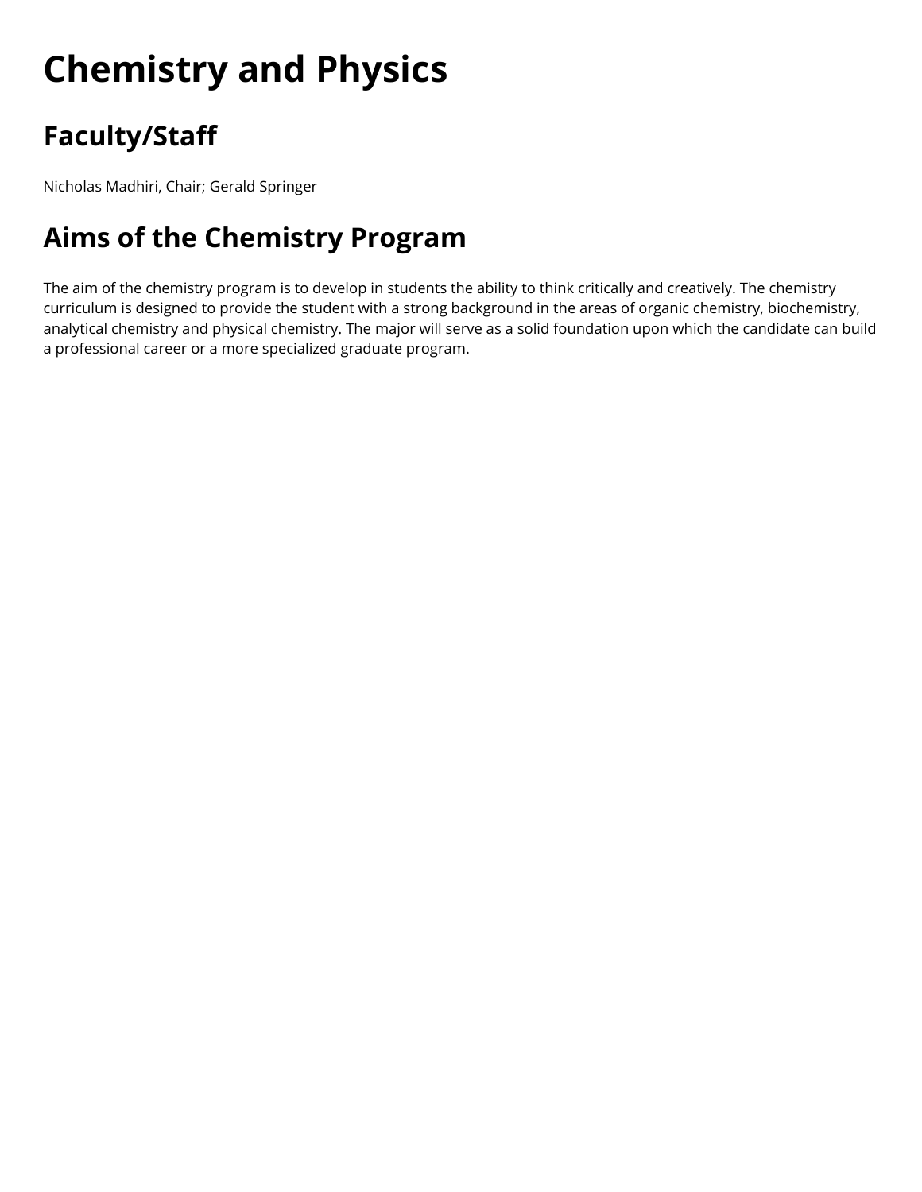# Chemistry and Physics

## Faculty/Staff

Nicholas Madhiri, Chair; Gerald Springer

## Aims of the Chemistry Program

The aim of the chemistry program is to develop in students the ability to think critically and creatively. The chemistry curriculum is designed to provide the student with a strong background in the areas of organic chemistry, biochemistry, analytical chemistry and physical chemistry. The major will serve as a solid foundation upon which the candidate can build a professional career or a more specialized graduate program.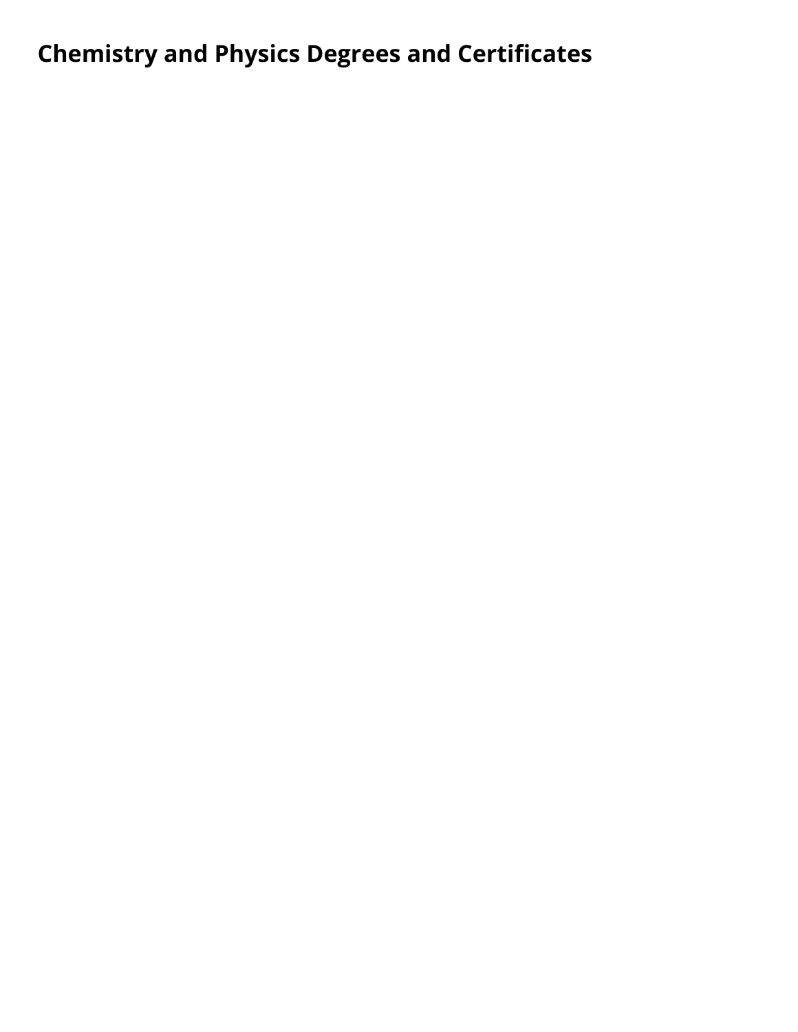## Chemistry and Physics Degrees and Certificates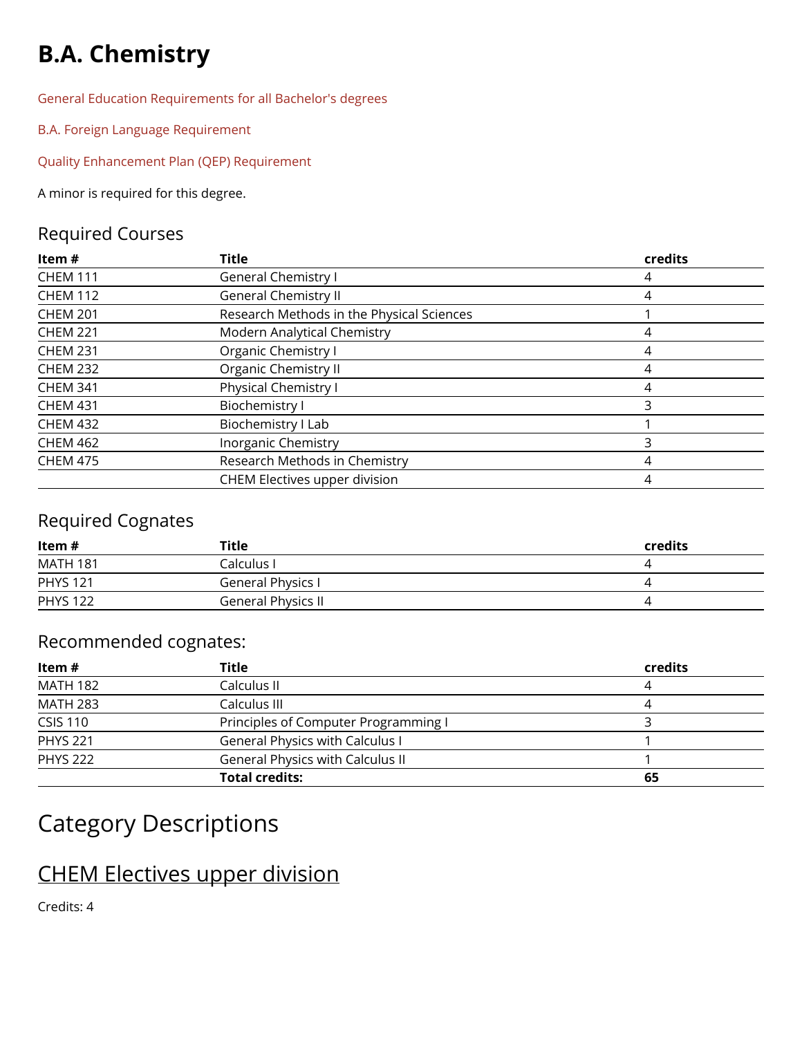# B.A. Chemistry

General Education Requirements for all Bachelor's degrees

B.A. Foreign Language Requirement

Quality Enhancement Plan (QEP) Requirement

A minor is required for this degree.

## Required Courses

| Item # | Title | credits |
| --- | --- | --- |
| CHEM 111 | General Chemistry I | 4 |
| CHEM 112 | General Chemistry II | 4 |
| CHEM 201 | Research Methods in the Physical Sciences | 1 |
| CHEM 221 | Modern Analytical Chemistry | 4 |
| CHEM 231 | Organic Chemistry I | 4 |
| CHEM 232 | Organic Chemistry II | 4 |
| CHEM 341 | Physical Chemistry I | 4 |
| CHEM 431 | Biochemistry I | 3 |
| CHEM 432 | Biochemistry I Lab | 1 |
| CHEM 462 | Inorganic Chemistry | 3 |
| CHEM 475 | Research Methods in Chemistry | 4 |
| | CHEM Electives upper division | 4 |

## Required Cognates

| Item # | Title | credits |
| --- | --- | --- |
| MATH 181 | Calculus I | 4 |
| PHYS 121 | General Physics I | 4 |
| PHYS 122 | General Physics II | 4 |

## Recommended cognates:

| Item # | Title | credits |
| --- | --- | --- |
| MATH 182 | Calculus II | 4 |
| MATH 283 | Calculus III | 4 |
| CSIS 110 | Principles of Computer Programming I | 3 |
| PHYS 221 | General Physics with Calculus I | 1 |
| PHYS 222 | General Physics with Calculus II | 1 |
| | **Total credits:** | **65** |

# Category Descriptions

## CHEM Electives upper division

Credits: 4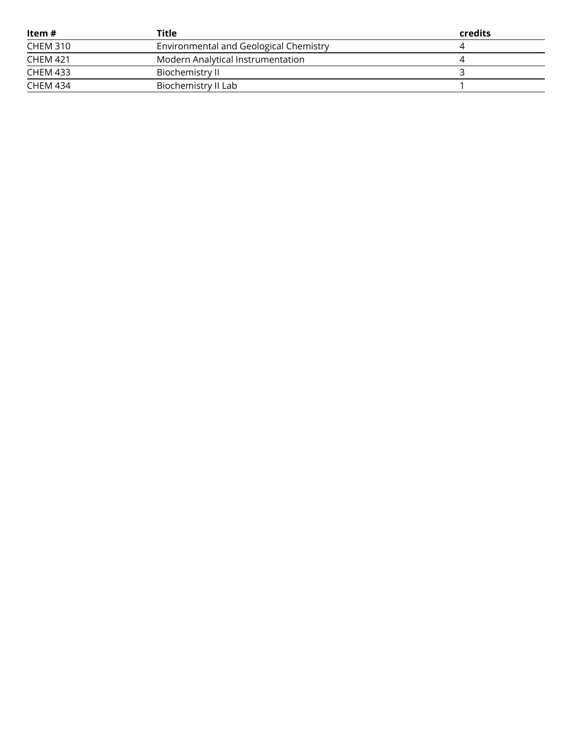| Item # | Title | credits |
| --- | --- | --- |
| CHEM 310 | Environmental and Geological Chemistry | 4 |
| CHEM 421 | Modern Analytical Instrumentation | 4 |
| CHEM 433 | Biochemistry II | 3 |
| CHEM 434 | Biochemistry II Lab | 1 |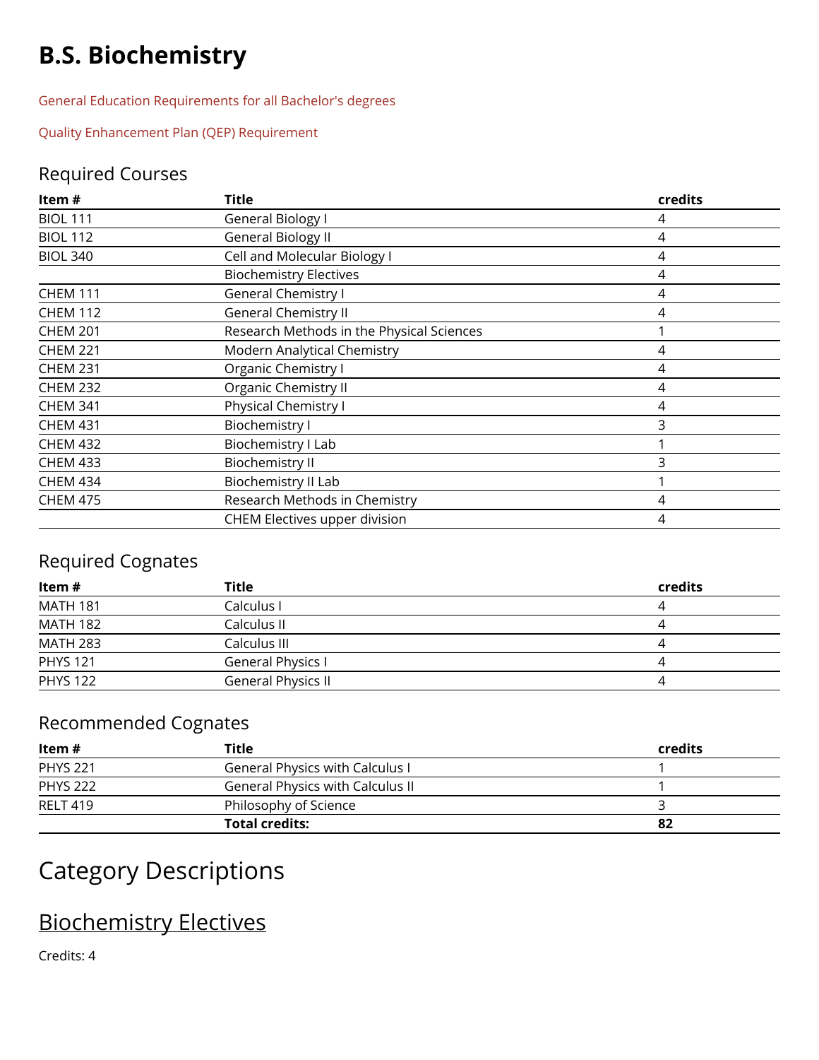# B.S. Biochemistry

General Education Requirements for all Bachelor's degrees

Quality Enhancement Plan (QEP) Requirement

## Required Courses

| Item # | Title | credits |
|---|---|---|
| BIOL 111 | General Biology I | 4 |
| BIOL 112 | General Biology II | 4 |
| BIOL 340 | Cell and Molecular Biology I | 4 |
| | Biochemistry Electives | 4 |
| CHEM 111 | General Chemistry I | 4 |
| CHEM 112 | General Chemistry II | 4 |
| CHEM 201 | Research Methods in the Physical Sciences | 1 |
| CHEM 221 | Modern Analytical Chemistry | 4 |
| CHEM 231 | Organic Chemistry I | 4 |
| CHEM 232 | Organic Chemistry II | 4 |
| CHEM 341 | Physical Chemistry I | 4 |
| CHEM 431 | Biochemistry I | 3 |
| CHEM 432 | Biochemistry I Lab | 1 |
| CHEM 433 | Biochemistry II | 3 |
| CHEM 434 | Biochemistry II Lab | 1 |
| CHEM 475 | Research Methods in Chemistry | 4 |
| | CHEM Electives upper division | 4 |

## Required Cognates

| Item # | Title | credits |
|---|---|---|
| MATH 181 | Calculus I | 4 |
| MATH 182 | Calculus II | 4 |
| MATH 283 | Calculus III | 4 |
| PHYS 121 | General Physics I | 4 |
| PHYS 122 | General Physics II | 4 |

## Recommended Cognates

| Item # | Title | credits |
|---|---|---|
| PHYS 221 | General Physics with Calculus I | 1 |
| PHYS 222 | General Physics with Calculus II | 1 |
| RELT 419 | Philosophy of Science | 3 |
| | **Total credits:** | **82** |

# Category Descriptions

## Biochemistry Electives

Credits: 4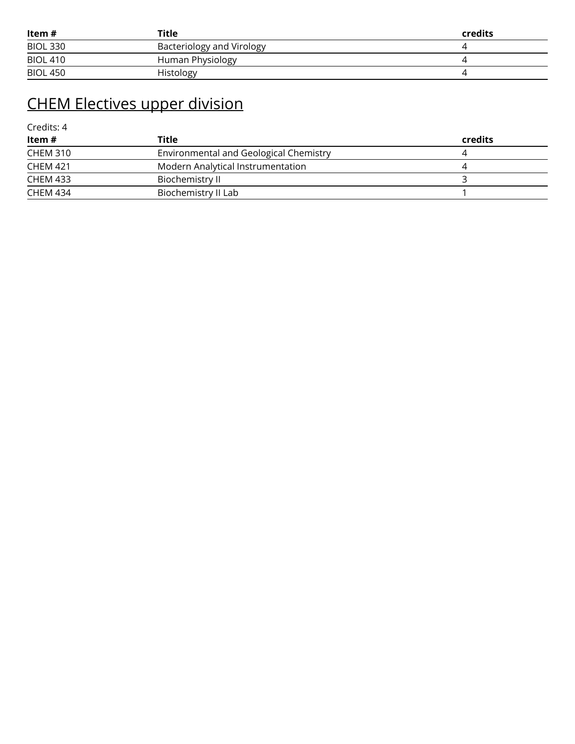| Item # | Title | credits |
| --- | --- | --- |
| BIOL 330 | Bacteriology and Virology | 4 |
| BIOL 410 | Human Physiology | 4 |
| BIOL 450 | Histology | 4 |

## CHEM Electives upper division

Credits: 4

| Item # | Title | credits |
| --- | --- | --- |
| CHEM 310 | Environmental and Geological Chemistry | 4 |
| CHEM 421 | Modern Analytical Instrumentation | 4 |
| CHEM 433 | Biochemistry II | 3 |
| CHEM 434 | Biochemistry II Lab | 1 |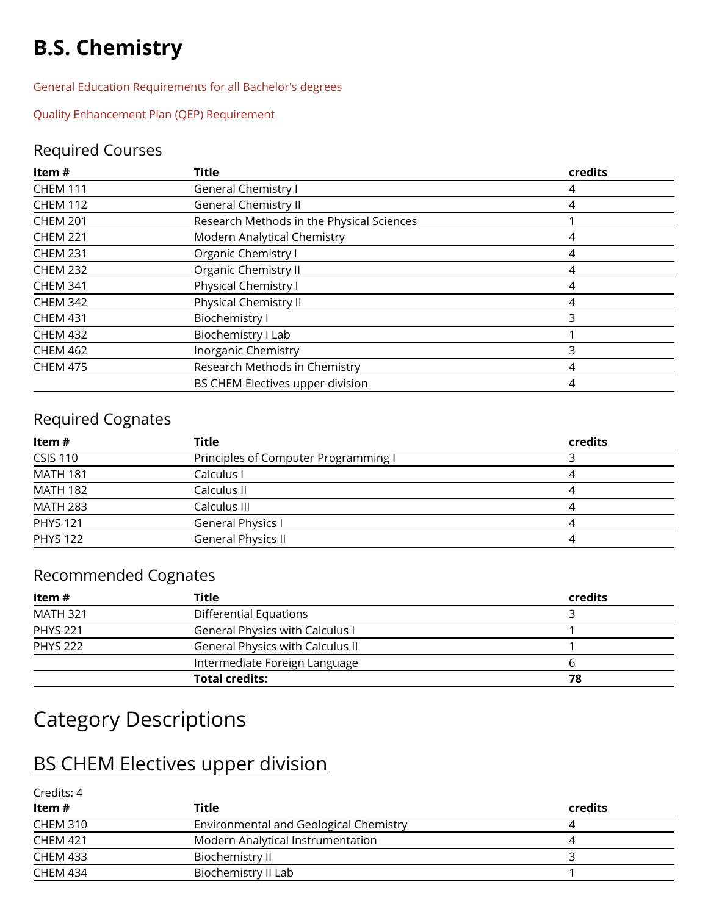# B.S. Chemistry

General Education Requirements for all Bachelor's degrees

Quality Enhancement Plan (QEP) Requirement

## Required Courses

| Item # | Title | credits |
|---|---|---|
| CHEM 111 | General Chemistry I | 4 |
| CHEM 112 | General Chemistry II | 4 |
| CHEM 201 | Research Methods in the Physical Sciences | 1 |
| CHEM 221 | Modern Analytical Chemistry | 4 |
| CHEM 231 | Organic Chemistry I | 4 |
| CHEM 232 | Organic Chemistry II | 4 |
| CHEM 341 | Physical Chemistry I | 4 |
| CHEM 342 | Physical Chemistry II | 4 |
| CHEM 431 | Biochemistry I | 3 |
| CHEM 432 | Biochemistry I Lab | 1 |
| CHEM 462 | Inorganic Chemistry | 3 |
| CHEM 475 | Research Methods in Chemistry | 4 |
| | BS CHEM Electives upper division | 4 |

## Required Cognates

| Item # | Title | credits |
|---|---|---|
| CSIS 110 | Principles of Computer Programming I | 3 |
| MATH 181 | Calculus I | 4 |
| MATH 182 | Calculus II | 4 |
| MATH 283 | Calculus III | 4 |
| PHYS 121 | General Physics I | 4 |
| PHYS 122 | General Physics II | 4 |

## Recommended Cognates

| Item # | Title | credits |
|---|---|---|
| MATH 321 | Differential Equations | 3 |
| PHYS 221 | General Physics with Calculus I | 1 |
| PHYS 222 | General Physics with Calculus II | 1 |
| | Intermediate Foreign Language | 6 |
| | **Total credits:** | **78** |

# Category Descriptions

## BS CHEM Electives upper division

Credits: 4

| Item # | Title | credits |
|---|---|---|
| CHEM 310 | Environmental and Geological Chemistry | 4 |
| CHEM 421 | Modern Analytical Instrumentation | 4 |
| CHEM 433 | Biochemistry II | 3 |
| CHEM 434 | Biochemistry II Lab | 1 |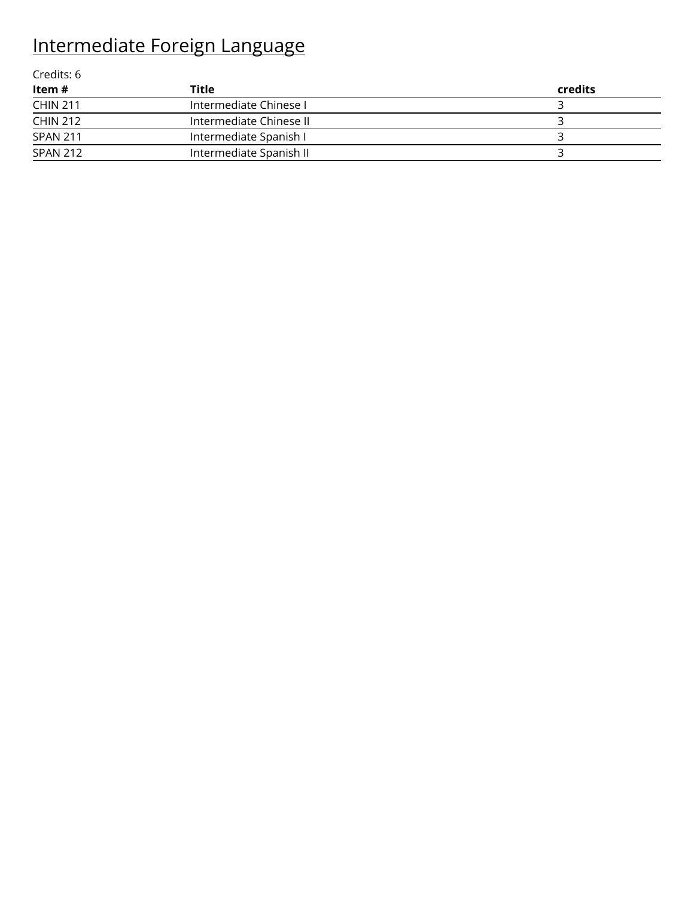# Intermediate Foreign Language

Credits: 6

| **Item #** | **Title** | **credits** |
| --- | --- | --- |
| CHIN 211 | Intermediate Chinese I | 3 |
| CHIN 212 | Intermediate Chinese II | 3 |
| SPAN 211 | Intermediate Spanish I | 3 |
| SPAN 212 | Intermediate Spanish II | 3 |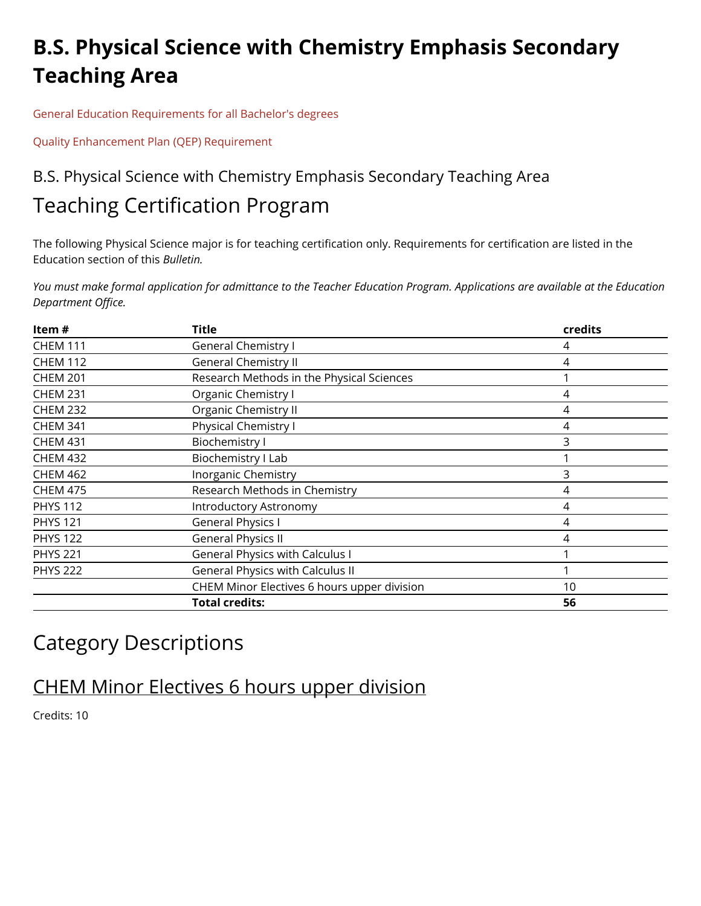# B.S. Physical Science with Chemistry Emphasis Secondary Teaching Area

General Education Requirements for all Bachelor's degrees

Quality Enhancement Plan (QEP) Requirement

## B.S. Physical Science with Chemistry Emphasis Secondary Teaching Area

## Teaching Certification Program

The following Physical Science major is for teaching certification only. Requirements for certification are listed in the Education section of this *Bulletin.*

*You must make formal application for admittance to the Teacher Education Program. Applications are available at the Education Department Office.*

| Item # | Title | credits |
|---|---|---|
| CHEM 111 | General Chemistry I | 4 |
| CHEM 112 | General Chemistry II | 4 |
| CHEM 201 | Research Methods in the Physical Sciences | 1 |
| CHEM 231 | Organic Chemistry I | 4 |
| CHEM 232 | Organic Chemistry II | 4 |
| CHEM 341 | Physical Chemistry I | 4 |
| CHEM 431 | Biochemistry I | 3 |
| CHEM 432 | Biochemistry I Lab | 1 |
| CHEM 462 | Inorganic Chemistry | 3 |
| CHEM 475 | Research Methods in Chemistry | 4 |
| PHYS 112 | Introductory Astronomy | 4 |
| PHYS 121 | General Physics I | 4 |
| PHYS 122 | General Physics II | 4 |
| PHYS 221 | General Physics with Calculus I | 1 |
| PHYS 222 | General Physics with Calculus II | 1 |
| | CHEM Minor Electives 6 hours upper division | 10 |
| | **Total credits:** | **56** |

## Category Descriptions

### CHEM Minor Electives 6 hours upper division

Credits: 10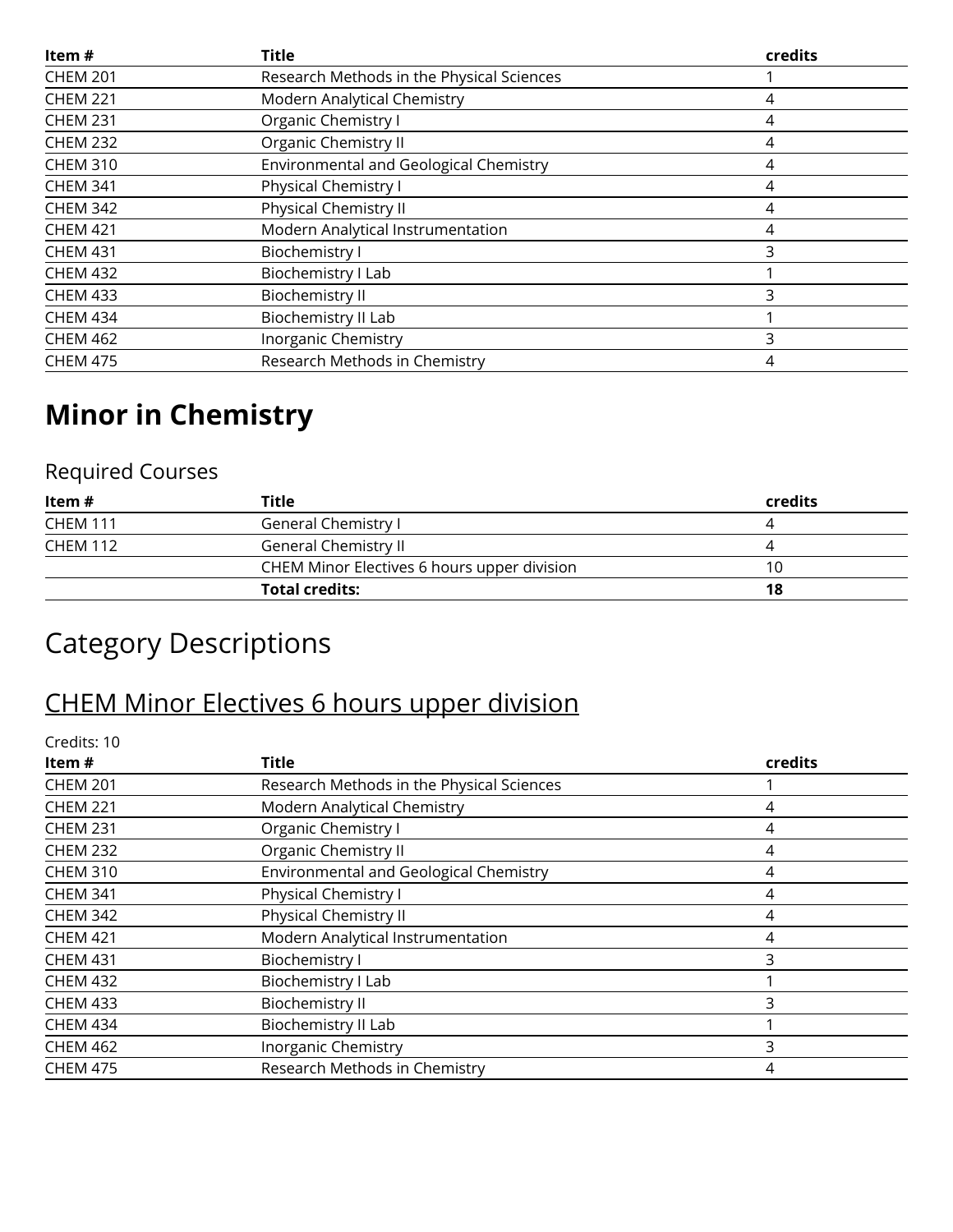| Item # | Title | credits |
| --- | --- | --- |
| CHEM 201 | Research Methods in the Physical Sciences | 1 |
| CHEM 221 | Modern Analytical Chemistry | 4 |
| CHEM 231 | Organic Chemistry I | 4 |
| CHEM 232 | Organic Chemistry II | 4 |
| CHEM 310 | Environmental and Geological Chemistry | 4 |
| CHEM 341 | Physical Chemistry I | 4 |
| CHEM 342 | Physical Chemistry II | 4 |
| CHEM 421 | Modern Analytical Instrumentation | 4 |
| CHEM 431 | Biochemistry I | 3 |
| CHEM 432 | Biochemistry I Lab | 1 |
| CHEM 433 | Biochemistry II | 3 |
| CHEM 434 | Biochemistry II Lab | 1 |
| CHEM 462 | Inorganic Chemistry | 3 |
| CHEM 475 | Research Methods in Chemistry | 4 |

# Minor in Chemistry

## Required Courses

| Item # | Title | credits |
| --- | --- | --- |
| CHEM 111 | General Chemistry I | 4 |
| CHEM 112 | General Chemistry II | 4 |
| | CHEM Minor Electives 6 hours upper division | 10 |
| | **Total credits:** | **18** |

# Category Descriptions

## CHEM Minor Electives 6 hours upper division

Credits: 10

| Item # | Title | credits |
| --- | --- | --- |
| CHEM 201 | Research Methods in the Physical Sciences | 1 |
| CHEM 221 | Modern Analytical Chemistry | 4 |
| CHEM 231 | Organic Chemistry I | 4 |
| CHEM 232 | Organic Chemistry II | 4 |
| CHEM 310 | Environmental and Geological Chemistry | 4 |
| CHEM 341 | Physical Chemistry I | 4 |
| CHEM 342 | Physical Chemistry II | 4 |
| CHEM 421 | Modern Analytical Instrumentation | 4 |
| CHEM 431 | Biochemistry I | 3 |
| CHEM 432 | Biochemistry I Lab | 1 |
| CHEM 433 | Biochemistry II | 3 |
| CHEM 434 | Biochemistry II Lab | 1 |
| CHEM 462 | Inorganic Chemistry | 3 |
| CHEM 475 | Research Methods in Chemistry | 4 |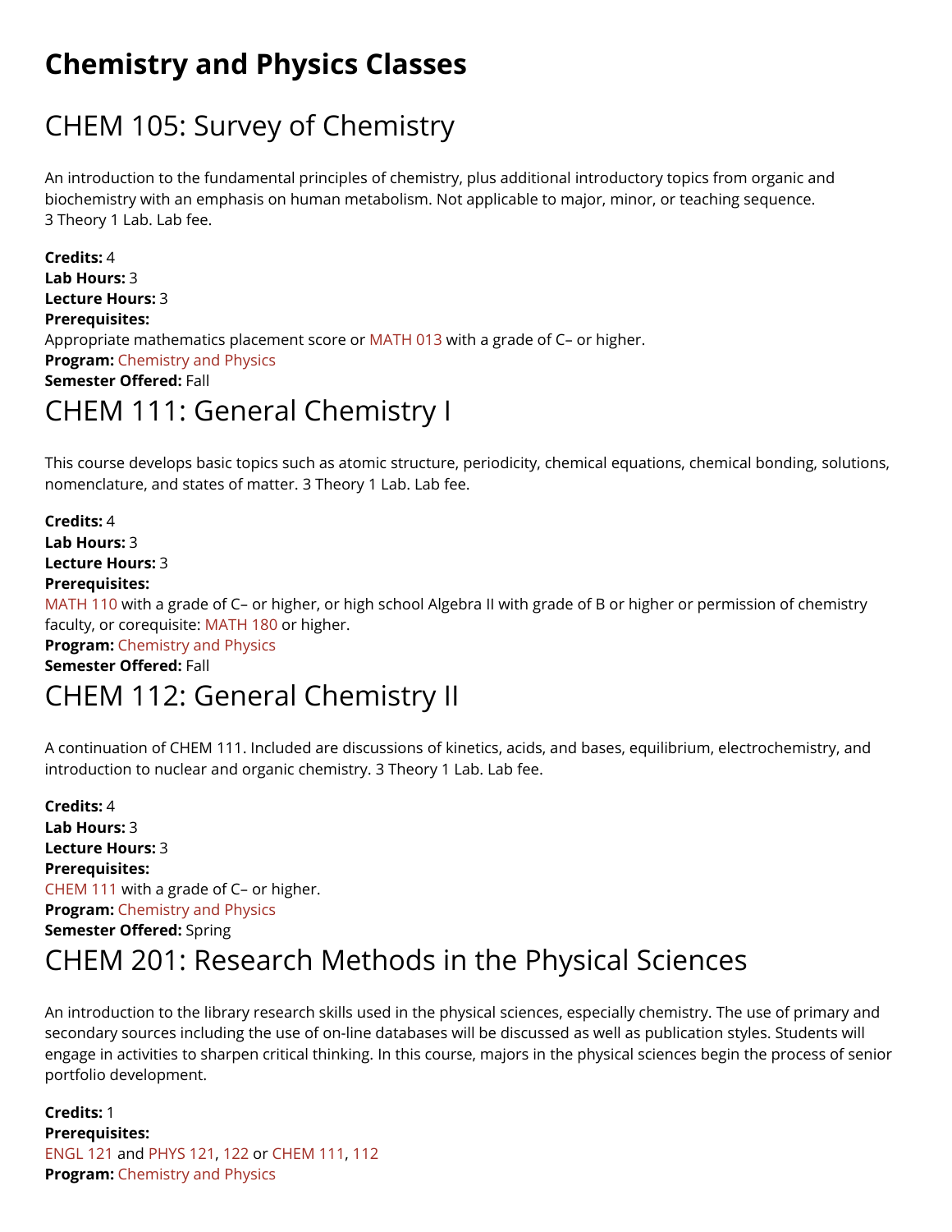# Chemistry and Physics Classes

## CHEM 105: Survey of Chemistry

An introduction to the fundamental principles of chemistry, plus additional introductory topics from organic and biochemistry with an emphasis on human metabolism. Not applicable to major, minor, or teaching sequence. 3 Theory 1 Lab. Lab fee.

**Credits:** 4
**Lab Hours:** 3
**Lecture Hours:** 3
**Prerequisites:**
Appropriate mathematics placement score or MATH 013 with a grade of C– or higher.
**Program:** Chemistry and Physics
**Semester Offered:** Fall

## CHEM 111: General Chemistry I

This course develops basic topics such as atomic structure, periodicity, chemical equations, chemical bonding, solutions, nomenclature, and states of matter. 3 Theory 1 Lab. Lab fee.

**Credits:** 4
**Lab Hours:** 3
**Lecture Hours:** 3
**Prerequisites:**
MATH 110 with a grade of C– or higher, or high school Algebra II with grade of B or higher or permission of chemistry faculty, or corequisite: MATH 180 or higher.
**Program:** Chemistry and Physics
**Semester Offered:** Fall

## CHEM 112: General Chemistry II

A continuation of CHEM 111. Included are discussions of kinetics, acids, and bases, equilibrium, electrochemistry, and introduction to nuclear and organic chemistry. 3 Theory 1 Lab. Lab fee.

**Credits:** 4
**Lab Hours:** 3
**Lecture Hours:** 3
**Prerequisites:**
CHEM 111 with a grade of C– or higher.
**Program:** Chemistry and Physics
**Semester Offered:** Spring

## CHEM 201: Research Methods in the Physical Sciences

An introduction to the library research skills used in the physical sciences, especially chemistry. The use of primary and secondary sources including the use of on-line databases will be discussed as well as publication styles. Students will engage in activities to sharpen critical thinking. In this course, majors in the physical sciences begin the process of senior portfolio development.

**Credits:** 1
**Prerequisites:**
ENGL 121 and PHYS 121, 122 or CHEM 111, 112
**Program:** Chemistry and Physics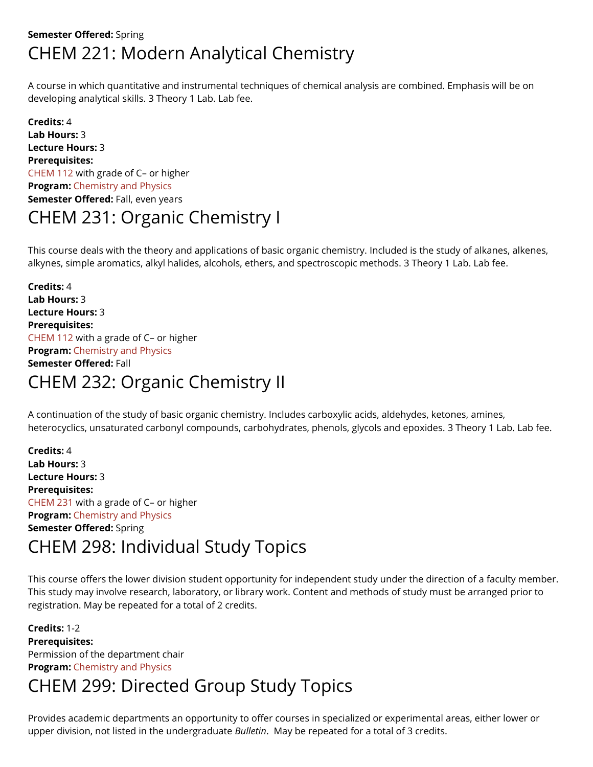**Semester Offered:** Spring

# CHEM 221: Modern Analytical Chemistry

A course in which quantitative and instrumental techniques of chemical analysis are combined. Emphasis will be on developing analytical skills. 3 Theory 1 Lab. Lab fee.

**Credits:** 4
**Lab Hours:** 3
**Lecture Hours:** 3
**Prerequisites:**
CHEM 112 with grade of C– or higher
**Program:** Chemistry and Physics
**Semester Offered:** Fall, even years

# CHEM 231: Organic Chemistry I

This course deals with the theory and applications of basic organic chemistry. Included is the study of alkanes, alkenes, alkynes, simple aromatics, alkyl halides, alcohols, ethers, and spectroscopic methods. 3 Theory 1 Lab. Lab fee.

**Credits:** 4
**Lab Hours:** 3
**Lecture Hours:** 3
**Prerequisites:**
CHEM 112 with a grade of C– or higher
**Program:** Chemistry and Physics
**Semester Offered:** Fall

# CHEM 232: Organic Chemistry II

A continuation of the study of basic organic chemistry. Includes carboxylic acids, aldehydes, ketones, amines, heterocyclics, unsaturated carbonyl compounds, carbohydrates, phenols, glycols and epoxides. 3 Theory 1 Lab. Lab fee.

**Credits:** 4
**Lab Hours:** 3
**Lecture Hours:** 3
**Prerequisites:**
CHEM 231 with a grade of C– or higher
**Program:** Chemistry and Physics
**Semester Offered:** Spring

# CHEM 298: Individual Study Topics

This course offers the lower division student opportunity for independent study under the direction of a faculty member. This study may involve research, laboratory, or library work. Content and methods of study must be arranged prior to registration. May be repeated for a total of 2 credits.

**Credits:** 1-2
**Prerequisites:**
Permission of the department chair
**Program:** Chemistry and Physics

# CHEM 299: Directed Group Study Topics

Provides academic departments an opportunity to offer courses in specialized or experimental areas, either lower or upper division, not listed in the undergraduate *Bulletin*. May be repeated for a total of 3 credits.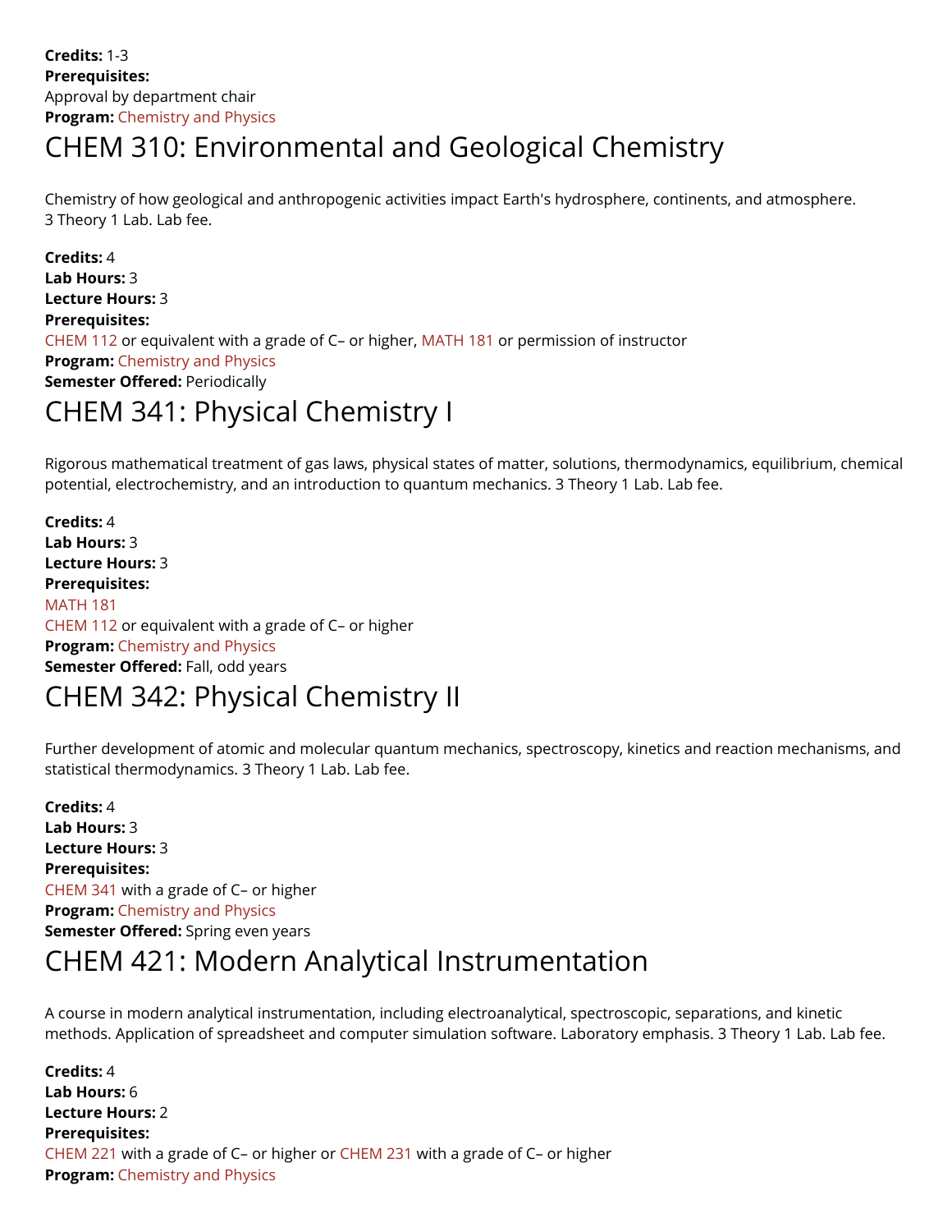**Credits:** 1-3
**Prerequisites:**
Approval by department chair
**Program:** Chemistry and Physics

# CHEM 310: Environmental and Geological Chemistry

Chemistry of how geological and anthropogenic activities impact Earth's hydrosphere, continents, and atmosphere. 3 Theory 1 Lab. Lab fee.

**Credits:** 4
**Lab Hours:** 3
**Lecture Hours:** 3
**Prerequisites:**
CHEM 112 or equivalent with a grade of C– or higher, MATH 181 or permission of instructor
**Program:** Chemistry and Physics
**Semester Offered:** Periodically

# CHEM 341: Physical Chemistry I

Rigorous mathematical treatment of gas laws, physical states of matter, solutions, thermodynamics, equilibrium, chemical potential, electrochemistry, and an introduction to quantum mechanics. 3 Theory 1 Lab. Lab fee.

**Credits:** 4
**Lab Hours:** 3
**Lecture Hours:** 3
**Prerequisites:**
MATH 181
CHEM 112 or equivalent with a grade of C– or higher
**Program:** Chemistry and Physics
**Semester Offered:** Fall, odd years

# CHEM 342: Physical Chemistry II

Further development of atomic and molecular quantum mechanics, spectroscopy, kinetics and reaction mechanisms, and statistical thermodynamics. 3 Theory 1 Lab. Lab fee.

**Credits:** 4
**Lab Hours:** 3
**Lecture Hours:** 3
**Prerequisites:**
CHEM 341 with a grade of C– or higher
**Program:** Chemistry and Physics
**Semester Offered:** Spring even years

# CHEM 421: Modern Analytical Instrumentation

A course in modern analytical instrumentation, including electroanalytical, spectroscopic, separations, and kinetic methods. Application of spreadsheet and computer simulation software. Laboratory emphasis. 3 Theory 1 Lab. Lab fee.

**Credits:** 4
**Lab Hours:** 6
**Lecture Hours:** 2
**Prerequisites:**
CHEM 221 with a grade of C– or higher or CHEM 231 with a grade of C– or higher
**Program:** Chemistry and Physics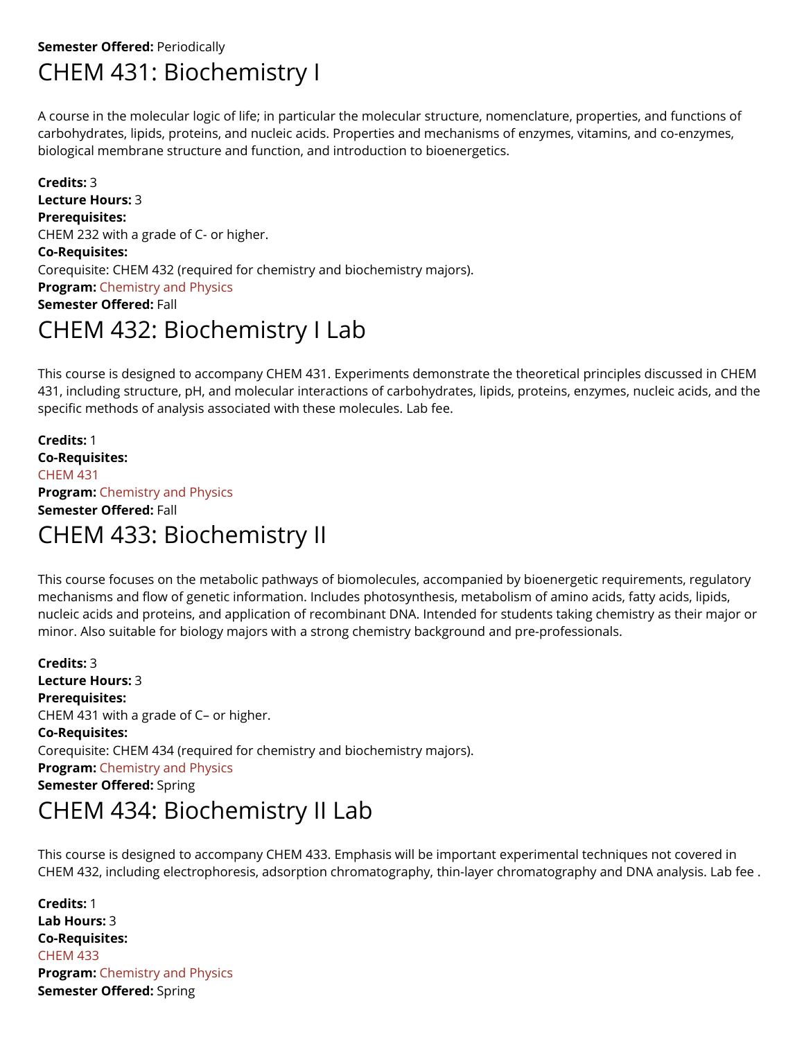**Semester Offered:** Periodically

# CHEM 431: Biochemistry I

A course in the molecular logic of life; in particular the molecular structure, nomenclature, properties, and functions of carbohydrates, lipids, proteins, and nucleic acids. Properties and mechanisms of enzymes, vitamins, and co-enzymes, biological membrane structure and function, and introduction to bioenergetics.

**Credits:** 3
**Lecture Hours:** 3
**Prerequisites:**
CHEM 232 with a grade of C- or higher.
**Co-Requisites:**
Corequisite: CHEM 432 (required for chemistry and biochemistry majors).
**Program:** Chemistry and Physics
**Semester Offered:** Fall

# CHEM 432: Biochemistry I Lab

This course is designed to accompany CHEM 431. Experiments demonstrate the theoretical principles discussed in CHEM 431, including structure, pH, and molecular interactions of carbohydrates, lipids, proteins, enzymes, nucleic acids, and the specific methods of analysis associated with these molecules. Lab fee.

**Credits:** 1
**Co-Requisites:**
CHEM 431
**Program:** Chemistry and Physics
**Semester Offered:** Fall

# CHEM 433: Biochemistry II

This course focuses on the metabolic pathways of biomolecules, accompanied by bioenergetic requirements, regulatory mechanisms and flow of genetic information. Includes photosynthesis, metabolism of amino acids, fatty acids, lipids, nucleic acids and proteins, and application of recombinant DNA. Intended for students taking chemistry as their major or minor. Also suitable for biology majors with a strong chemistry background and pre-professionals.

**Credits:** 3
**Lecture Hours:** 3
**Prerequisites:**
CHEM 431 with a grade of C– or higher.
**Co-Requisites:**
Corequisite: CHEM 434 (required for chemistry and biochemistry majors).
**Program:** Chemistry and Physics
**Semester Offered:** Spring

# CHEM 434: Biochemistry II Lab

This course is designed to accompany CHEM 433. Emphasis will be important experimental techniques not covered in CHEM 432, including electrophoresis, adsorption chromatography, thin-layer chromatography and DNA analysis. Lab fee .

**Credits:** 1
**Lab Hours:** 3
**Co-Requisites:**
CHEM 433
**Program:** Chemistry and Physics
**Semester Offered:** Spring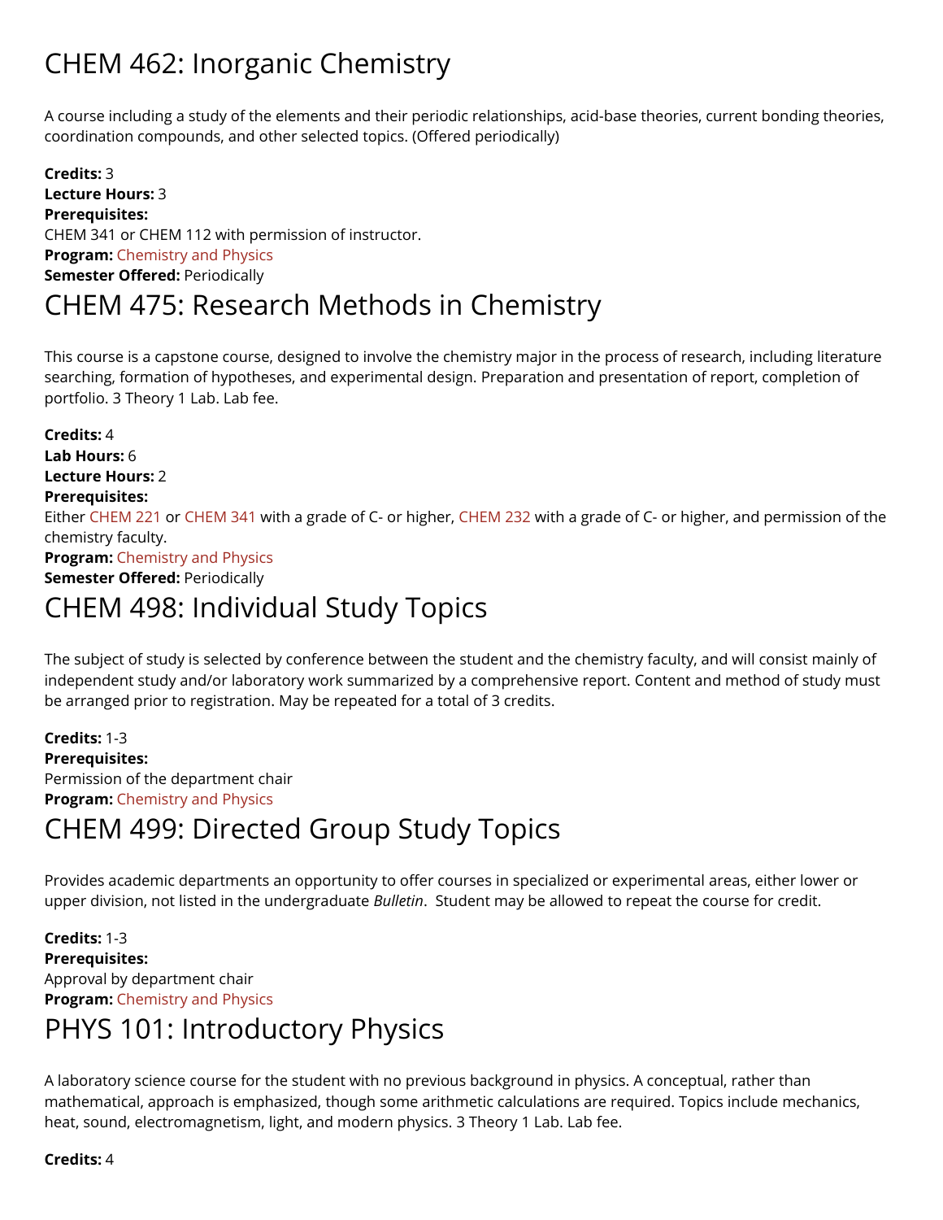# CHEM 462: Inorganic Chemistry

A course including a study of the elements and their periodic relationships, acid-base theories, current bonding theories, coordination compounds, and other selected topics. (Offered periodically)

**Credits:** 3
**Lecture Hours:** 3
**Prerequisites:**
CHEM 341 or CHEM 112 with permission of instructor.
**Program:** Chemistry and Physics
**Semester Offered:** Periodically

# CHEM 475: Research Methods in Chemistry

This course is a capstone course, designed to involve the chemistry major in the process of research, including literature searching, formation of hypotheses, and experimental design. Preparation and presentation of report, completion of portfolio. 3 Theory 1 Lab. Lab fee.

**Credits:** 4
**Lab Hours:** 6
**Lecture Hours:** 2
**Prerequisites:**
Either CHEM 221 or CHEM 341 with a grade of C- or higher, CHEM 232 with a grade of C- or higher, and permission of the chemistry faculty.
**Program:** Chemistry and Physics
**Semester Offered:** Periodically

# CHEM 498: Individual Study Topics

The subject of study is selected by conference between the student and the chemistry faculty, and will consist mainly of independent study and/or laboratory work summarized by a comprehensive report. Content and method of study must be arranged prior to registration. May be repeated for a total of 3 credits.

**Credits:** 1-3
**Prerequisites:**
Permission of the department chair
**Program:** Chemistry and Physics

# CHEM 499: Directed Group Study Topics

Provides academic departments an opportunity to offer courses in specialized or experimental areas, either lower or upper division, not listed in the undergraduate *Bulletin*. Student may be allowed to repeat the course for credit.

**Credits:** 1-3
**Prerequisites:**
Approval by department chair
**Program:** Chemistry and Physics

# PHYS 101: Introductory Physics

A laboratory science course for the student with no previous background in physics. A conceptual, rather than mathematical, approach is emphasized, though some arithmetic calculations are required. Topics include mechanics, heat, sound, electromagnetism, light, and modern physics. 3 Theory 1 Lab. Lab fee.

**Credits:** 4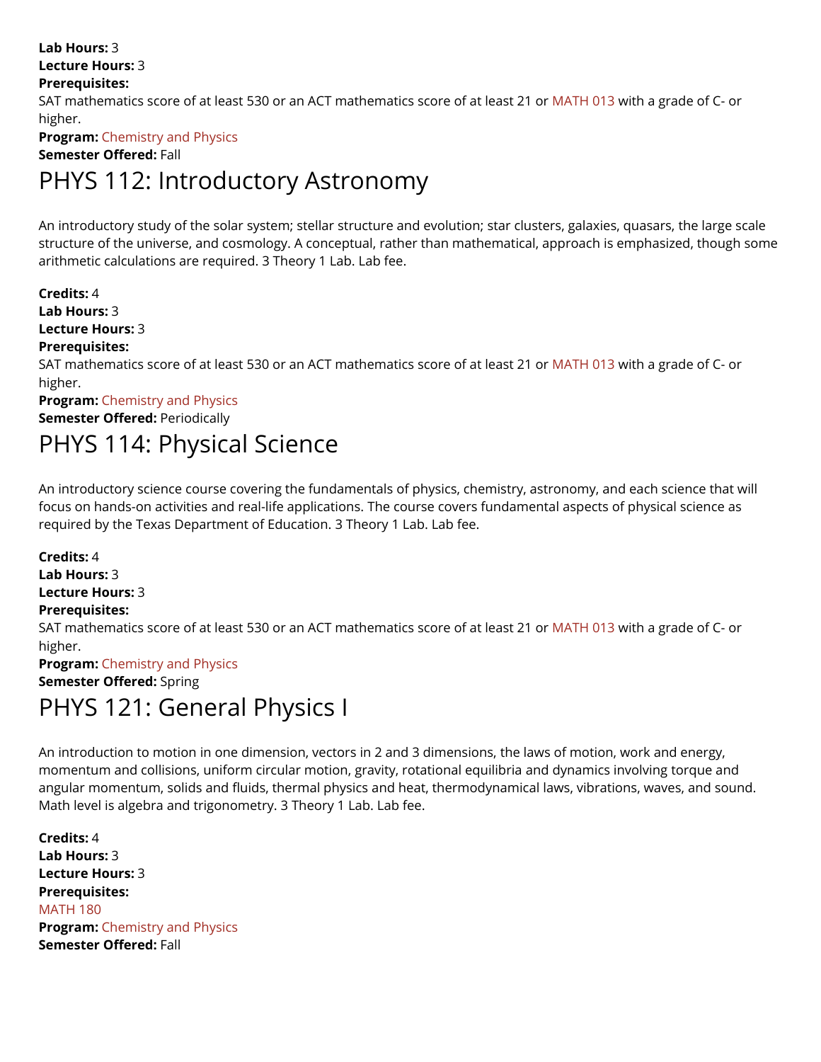**Lab Hours:** 3
**Lecture Hours:** 3
**Prerequisites:**
SAT mathematics score of at least 530 or an ACT mathematics score of at least 21 or MATH 013 with a grade of C- or higher.
**Program:** Chemistry and Physics
**Semester Offered:** Fall

# PHYS 112: Introductory Astronomy

An introductory study of the solar system; stellar structure and evolution; star clusters, galaxies, quasars, the large scale structure of the universe, and cosmology. A conceptual, rather than mathematical, approach is emphasized, though some arithmetic calculations are required. 3 Theory 1 Lab. Lab fee.

**Credits:** 4
**Lab Hours:** 3
**Lecture Hours:** 3
**Prerequisites:**
SAT mathematics score of at least 530 or an ACT mathematics score of at least 21 or MATH 013 with a grade of C- or higher.
**Program:** Chemistry and Physics
**Semester Offered:** Periodically

# PHYS 114: Physical Science

An introductory science course covering the fundamentals of physics, chemistry, astronomy, and each science that will focus on hands-on activities and real-life applications. The course covers fundamental aspects of physical science as required by the Texas Department of Education. 3 Theory 1 Lab. Lab fee.

**Credits:** 4
**Lab Hours:** 3
**Lecture Hours:** 3
**Prerequisites:**
SAT mathematics score of at least 530 or an ACT mathematics score of at least 21 or MATH 013 with a grade of C- or higher.
**Program:** Chemistry and Physics
**Semester Offered:** Spring

# PHYS 121: General Physics I

An introduction to motion in one dimension, vectors in 2 and 3 dimensions, the laws of motion, work and energy, momentum and collisions, uniform circular motion, gravity, rotational equilibria and dynamics involving torque and angular momentum, solids and fluids, thermal physics and heat, thermodynamical laws, vibrations, waves, and sound. Math level is algebra and trigonometry. 3 Theory 1 Lab. Lab fee.

**Credits:** 4
**Lab Hours:** 3
**Lecture Hours:** 3
**Prerequisites:**
MATH 180
**Program:** Chemistry and Physics
**Semester Offered:** Fall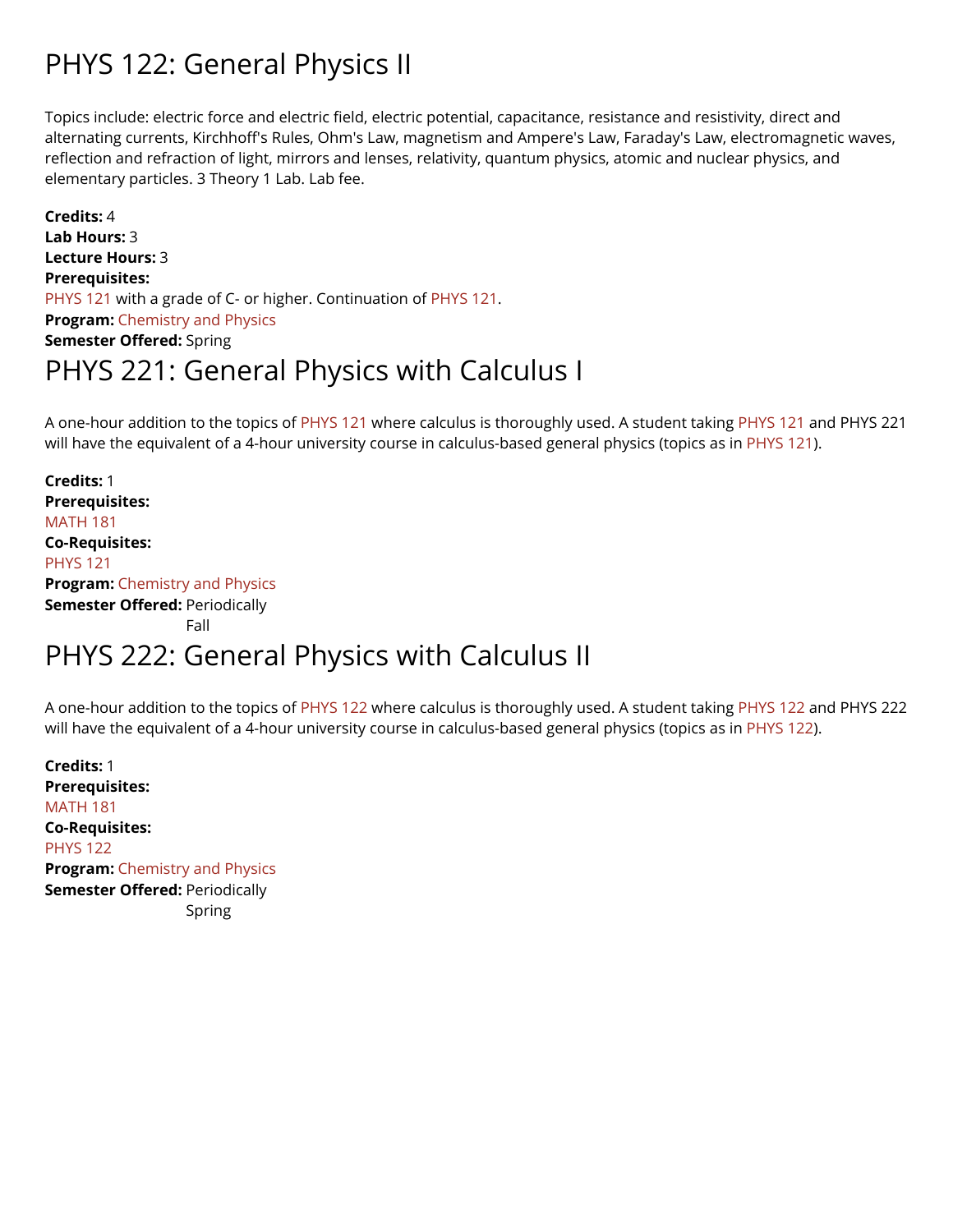# PHYS 122: General Physics II

Topics include: electric force and electric field, electric potential, capacitance, resistance and resistivity, direct and alternating currents, Kirchhoff's Rules, Ohm's Law, magnetism and Ampere's Law, Faraday's Law, electromagnetic waves, reflection and refraction of light, mirrors and lenses, relativity, quantum physics, atomic and nuclear physics, and elementary particles. 3 Theory 1 Lab. Lab fee.

**Credits:** 4
**Lab Hours:** 3
**Lecture Hours:** 3
**Prerequisites:**
PHYS 121 with a grade of C- or higher. Continuation of PHYS 121.
**Program:** Chemistry and Physics
**Semester Offered:** Spring

# PHYS 221: General Physics with Calculus I

A one-hour addition to the topics of PHYS 121 where calculus is thoroughly used. A student taking PHYS 121 and PHYS 221 will have the equivalent of a 4-hour university course in calculus-based general physics (topics as in PHYS 121).

**Credits:** 1
**Prerequisites:**
MATH 181
**Co-Requisites:**
PHYS 121
**Program:** Chemistry and Physics
**Semester Offered:** Periodically
Fall

# PHYS 222: General Physics with Calculus II

A one-hour addition to the topics of PHYS 122 where calculus is thoroughly used. A student taking PHYS 122 and PHYS 222 will have the equivalent of a 4-hour university course in calculus-based general physics (topics as in PHYS 122).

**Credits:** 1
**Prerequisites:**
MATH 181
**Co-Requisites:**
PHYS 122
**Program:** Chemistry and Physics
**Semester Offered:** Periodically
Spring